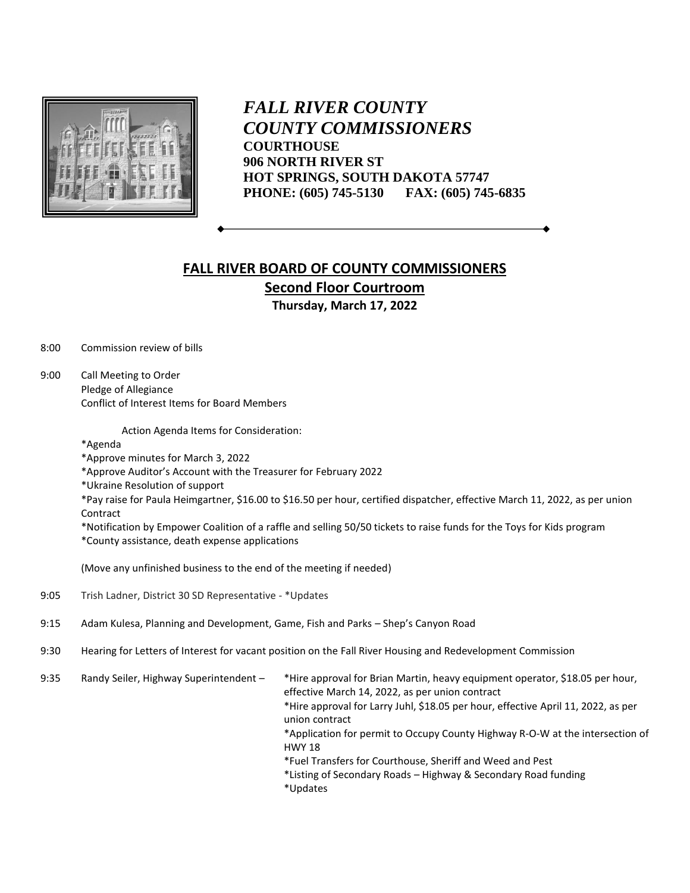# *FALL RIVER COUNTY*
# *COUNTY COMMISSIONERS*

**COURTHOUSE**
**906 NORTH RIVER ST**
**HOT SPRINGS, SOUTH DAKOTA 57747**
**PHONE: (605) 745-5130 FAX: (605) 745-6835**

---

## FALL RIVER BOARD OF COUNTY COMMISSIONERS

### Second Floor Courtroom

**Thursday, March 17, 2022**

8:00 Commission review of bills

9:00 Call Meeting to Order
Pledge of Allegiance
Conflict of Interest Items for Board Members

Action Agenda Items for Consideration:

*Agenda
*Approve minutes for March 3, 2022
*Approve Auditor's Account with the Treasurer for February 2022
*Ukraine Resolution of support
*Pay raise for Paula Heimgartner, $16.00 to $16.50 per hour, certified dispatcher, effective March 11, 2022, as per union Contract
*Notification by Empower Coalition of a raffle and selling 50/50 tickets to raise funds for the Toys for Kids program
*County assistance, death expense applications

(Move any unfinished business to the end of the meeting if needed)

9:05 Trish Ladner, District 30 SD Representative - *Updates

9:15 Adam Kulesa, Planning and Development, Game, Fish and Parks – Shep's Canyon Road

9:30 Hearing for Letters of Interest for vacant position on the Fall River Housing and Redevelopment Commission

9:35 Randy Seiler, Highway Superintendent –
*Hire approval for Brian Martin, heavy equipment operator, $18.05 per hour, effective March 14, 2022, as per union contract
*Hire approval for Larry Juhl, $18.05 per hour, effective April 11, 2022, as per union contract
*Application for permit to Occupy County Highway R-O-W at the intersection of HWY 18
*Fuel Transfers for Courthouse, Sheriff and Weed and Pest
*Listing of Secondary Roads – Highway & Secondary Road funding
*Updates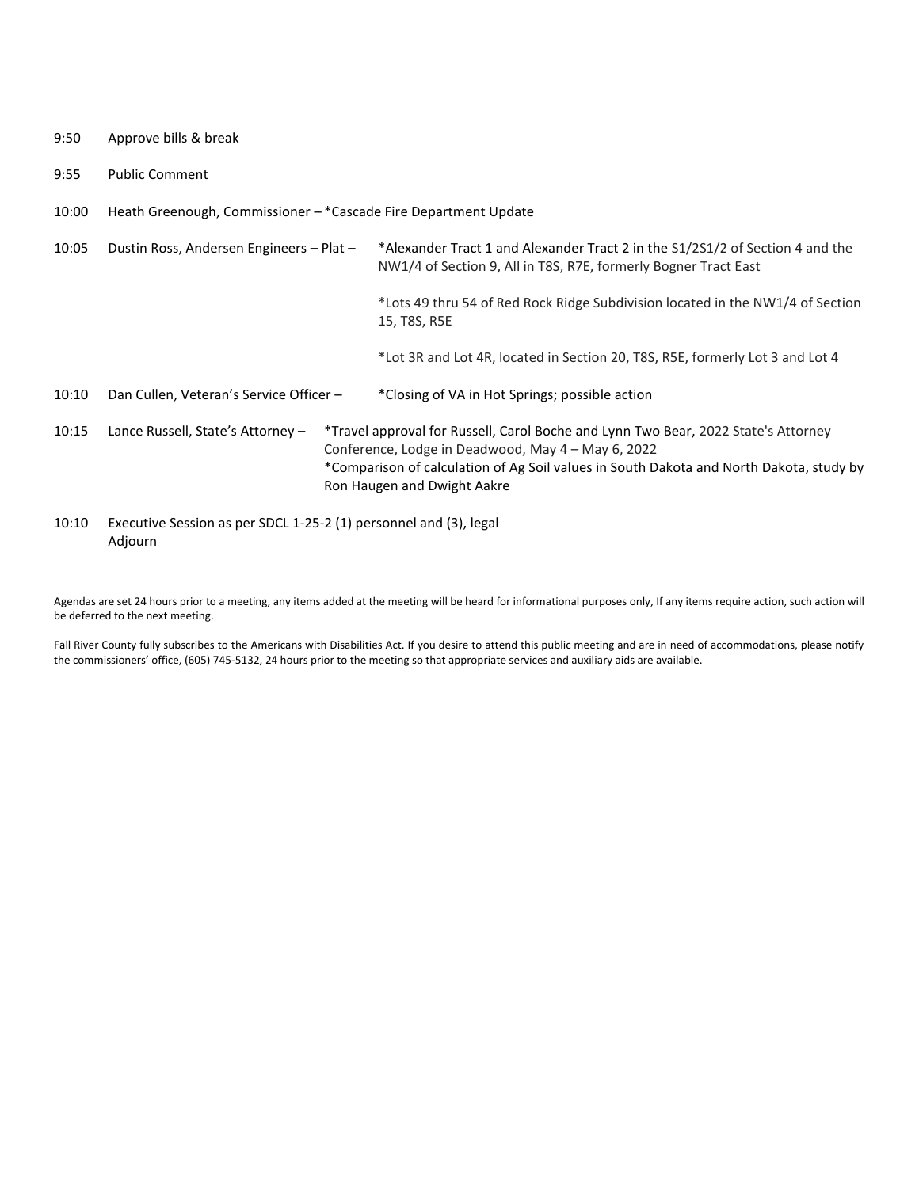9:50 Approve bills & break

9:55 Public Comment

10:00 Heath Greenough, Commissioner – *Cascade Fire Department Update

10:05 Dustin Ross, Andersen Engineers – Plat – *Alexander Tract 1 and Alexander Tract 2 in the S1/2S1/2 of Section 4 and the NW1/4 of Section 9, All in T8S, R7E, formerly Bogner Tract East

*Lots 49 thru 54 of Red Rock Ridge Subdivision located in the NW1/4 of Section 15, T8S, R5E

*Lot 3R and Lot 4R, located in Section 20, T8S, R5E, formerly Lot 3 and Lot 4

10:10 Dan Cullen, Veteran's Service Officer – *Closing of VA in Hot Springs; possible action

10:15 Lance Russell, State's Attorney – *Travel approval for Russell, Carol Boche and Lynn Two Bear, 2022 State's Attorney Conference, Lodge in Deadwood, May 4 – May 6, 2022
*Comparison of calculation of Ag Soil values in South Dakota and North Dakota, study by Ron Haugen and Dwight Aakre

10:10 Executive Session as per SDCL 1-25-2 (1) personnel and (3), legal
Adjourn

Agendas are set 24 hours prior to a meeting, any items added at the meeting will be heard for informational purposes only, If any items require action, such action will be deferred to the next meeting.

Fall River County fully subscribes to the Americans with Disabilities Act. If you desire to attend this public meeting and are in need of accommodations, please notify the commissioners' office, (605) 745-5132, 24 hours prior to the meeting so that appropriate services and auxiliary aids are available.